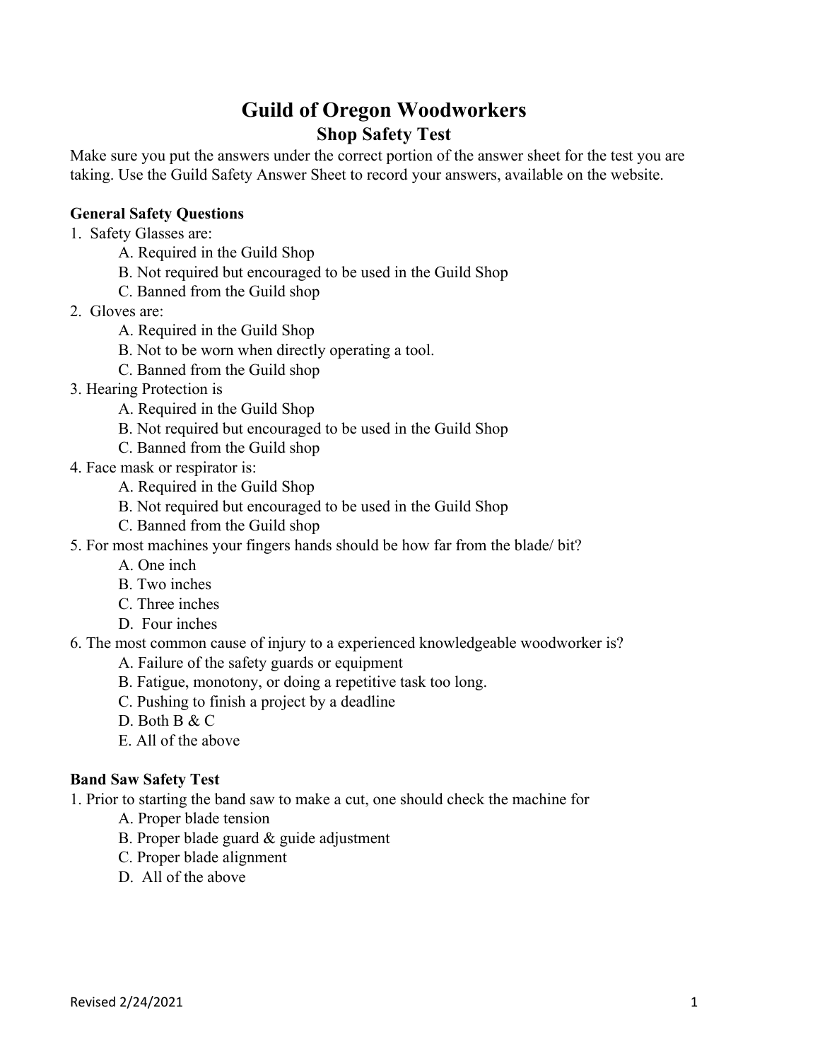# Guild of Oregon Woodworkers

## Shop Safety Test

Make sure you put the answers under the correct portion of the answer sheet for the test you are taking. Use the Guild Safety Answer Sheet to record your answers, available on the website.

### General Safety Questions

1. Safety Glasses are:
   - A. Required in the Guild Shop
   - B. Not required but encouraged to be used in the Guild Shop
   - C. Banned from the Guild shop
2. Gloves are:
   - A. Required in the Guild Shop
   - B. Not to be worn when directly operating a tool.
   - C. Banned from the Guild shop
3. Hearing Protection is
   - A. Required in the Guild Shop
   - B. Not required but encouraged to be used in the Guild Shop
   - C. Banned from the Guild shop
4. Face mask or respirator is:
   - A. Required in the Guild Shop
   - B. Not required but encouraged to be used in the Guild Shop
   - C. Banned from the Guild shop
5. For most machines your fingers hands should be how far from the blade/ bit?
   - A. One inch
   - B. Two inches
   - C. Three inches
   - D. Four inches
6. The most common cause of injury to a experienced knowledgeable woodworker is?
   - A. Failure of the safety guards or equipment
   - B. Fatigue, monotony, or doing a repetitive task too long.
   - C. Pushing to finish a project by a deadline
   - D. Both B & C
   - E. All of the above

### Band Saw Safety Test

1. Prior to starting the band saw to make a cut, one should check the machine for
   - A. Proper blade tension
   - B. Proper blade guard & guide adjustment
   - C. Proper blade alignment
   - D. All of the above

Revised 2/24/2021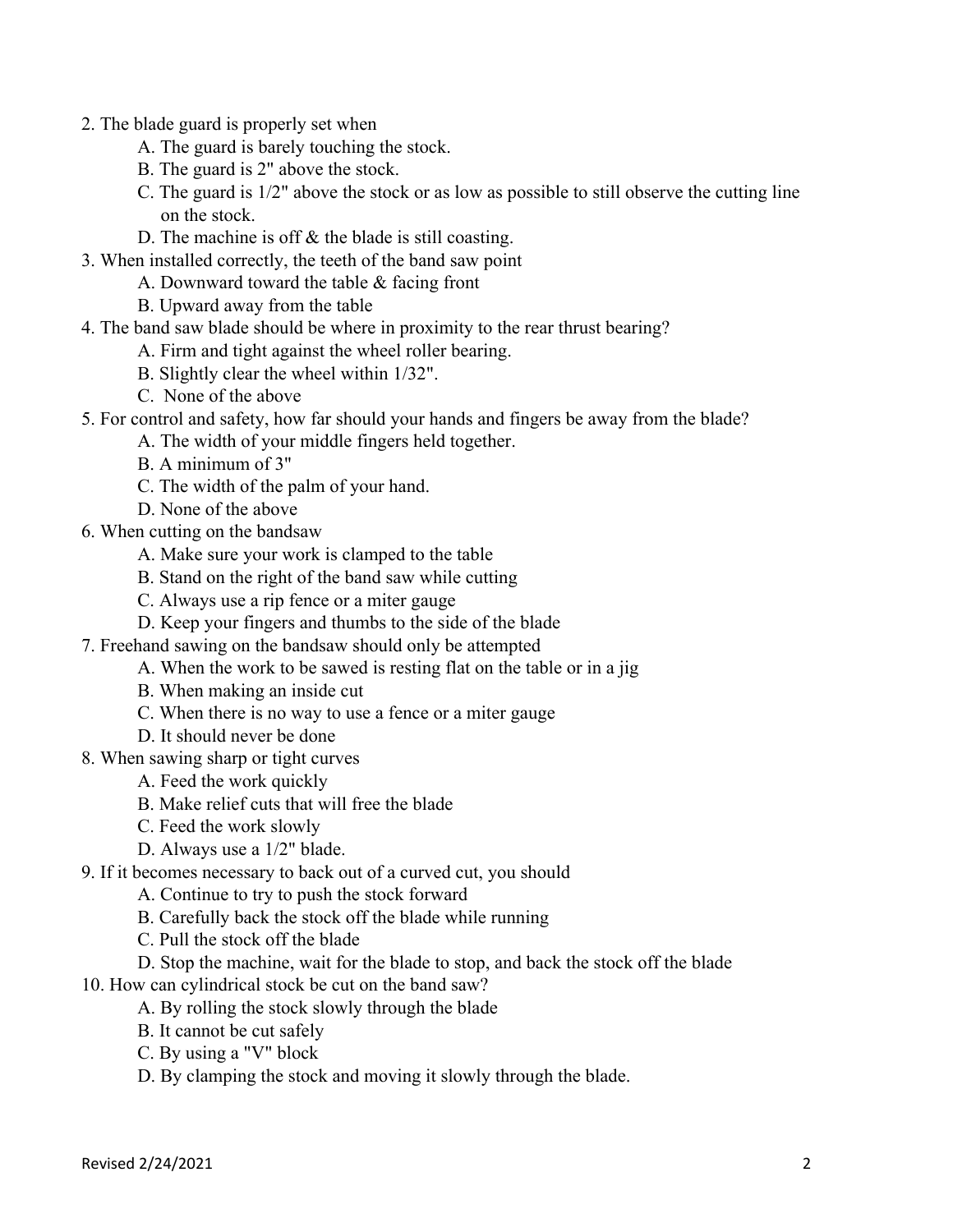2. The blade guard is properly set when
    A. The guard is barely touching the stock.
    B. The guard is 2" above the stock.
    C. The guard is 1/2" above the stock or as low as possible to still observe the cutting line on the stock.
    D. The machine is off & the blade is still coasting.
3. When installed correctly, the teeth of the band saw point
    A. Downward toward the table & facing front
    B. Upward away from the table
4. The band saw blade should be where in proximity to the rear thrust bearing?
    A. Firm and tight against the wheel roller bearing.
    B. Slightly clear the wheel within 1/32".
    C. None of the above
5. For control and safety, how far should your hands and fingers be away from the blade?
    A. The width of your middle fingers held together.
    B. A minimum of 3"
    C. The width of the palm of your hand.
    D. None of the above
6. When cutting on the bandsaw
    A. Make sure your work is clamped to the table
    B. Stand on the right of the band saw while cutting
    C. Always use a rip fence or a miter gauge
    D. Keep your fingers and thumbs to the side of the blade
7. Freehand sawing on the bandsaw should only be attempted
    A. When the work to be sawed is resting flat on the table or in a jig
    B. When making an inside cut
    C. When there is no way to use a fence or a miter gauge
    D. It should never be done
8. When sawing sharp or tight curves
    A. Feed the work quickly
    B. Make relief cuts that will free the blade
    C. Feed the work slowly
    D. Always use a 1/2" blade.
9. If it becomes necessary to back out of a curved cut, you should
    A. Continue to try to push the stock forward
    B. Carefully back the stock off the blade while running
    C. Pull the stock off the blade
    D. Stop the machine, wait for the blade to stop, and back the stock off the blade
10. How can cylindrical stock be cut on the band saw?
    A. By rolling the stock slowly through the blade
    B. It cannot be cut safely
    C. By using a "V" block
    D. By clamping the stock and moving it slowly through the blade.

Revised 2/24/2021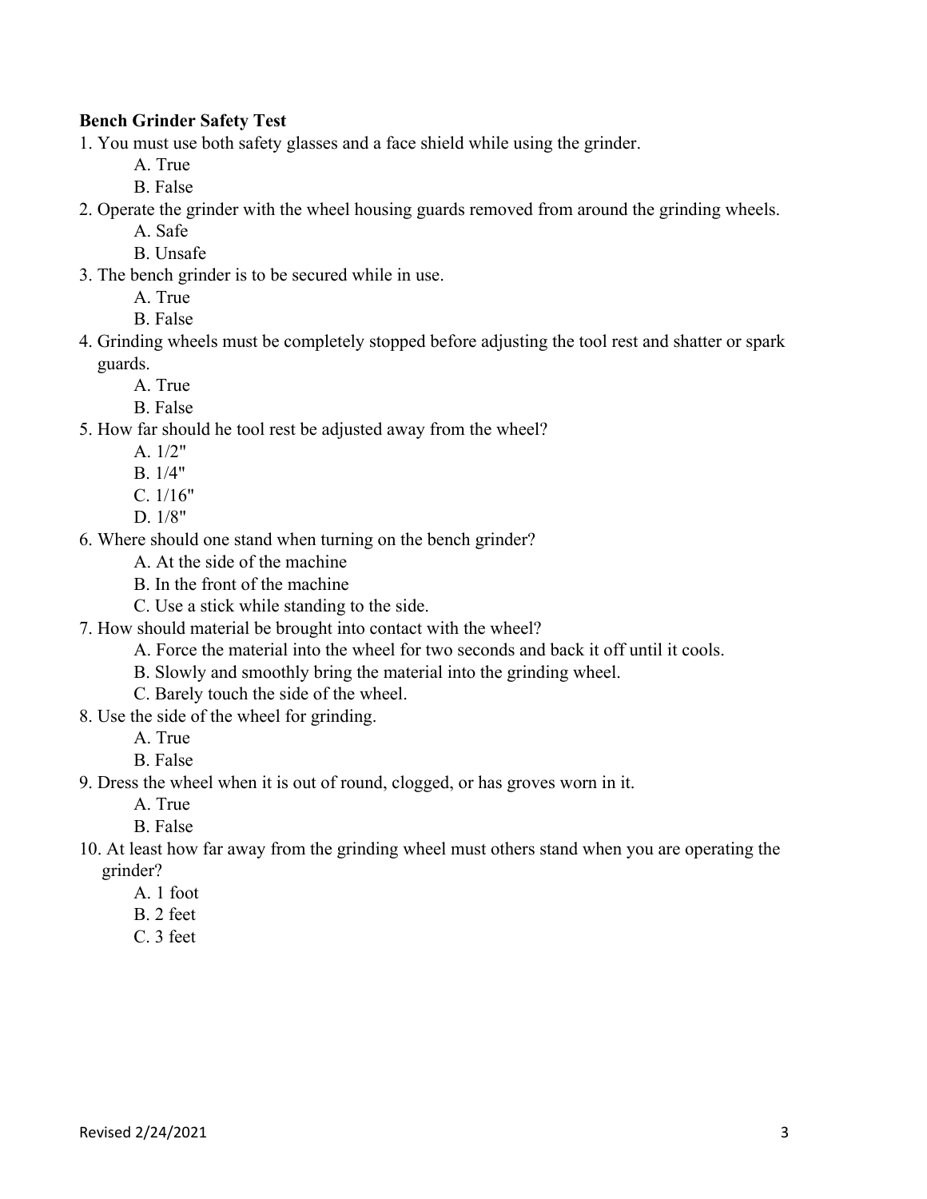**Bench Grinder Safety Test**

1. You must use both safety glasses and a face shield while using the grinder.
   - A. True
   - B. False
2. Operate the grinder with the wheel housing guards removed from around the grinding wheels.
   - A. Safe
   - B. Unsafe
3. The bench grinder is to be secured while in use.
   - A. True
   - B. False
4. Grinding wheels must be completely stopped before adjusting the tool rest and shatter or spark guards.
   - A. True
   - B. False
5. How far should he tool rest be adjusted away from the wheel?
   - A. 1/2"
   - B. 1/4"
   - C. 1/16"
   - D. 1/8"
6. Where should one stand when turning on the bench grinder?
   - A. At the side of the machine
   - B. In the front of the machine
   - C. Use a stick while standing to the side.
7. How should material be brought into contact with the wheel?
   - A. Force the material into the wheel for two seconds and back it off until it cools.
   - B. Slowly and smoothly bring the material into the grinding wheel.
   - C. Barely touch the side of the wheel.
8. Use the side of the wheel for grinding.
   - A. True
   - B. False
9. Dress the wheel when it is out of round, clogged, or has groves worn in it.
   - A. True
   - B. False
10. At least how far away from the grinding wheel must others stand when you are operating the grinder?
    - A. 1 foot
    - B. 2 feet
    - C. 3 feet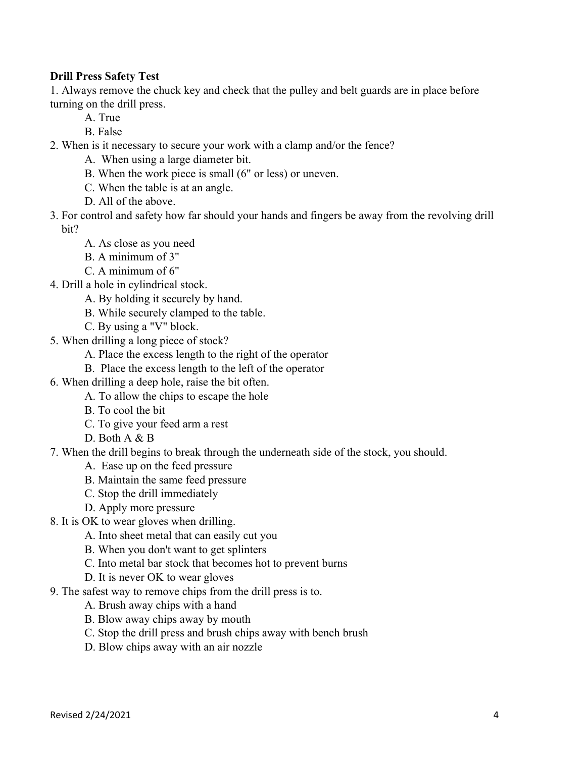**Drill Press Safety Test**

1. Always remove the chuck key and check that the pulley and belt guards are in place before turning on the drill press.
   - A. True
   - B. False
2. When is it necessary to secure your work with a clamp and/or the fence?
   - A. When using a large diameter bit.
   - B. When the work piece is small (6" or less) or uneven.
   - C. When the table is at an angle.
   - D. All of the above.
3. For control and safety how far should your hands and fingers be away from the revolving drill bit?
   - A. As close as you need
   - B. A minimum of 3"
   - C. A minimum of 6"
4. Drill a hole in cylindrical stock.
   - A. By holding it securely by hand.
   - B. While securely clamped to the table.
   - C. By using a "V" block.
5. When drilling a long piece of stock?
   - A. Place the excess length to the right of the operator
   - B. Place the excess length to the left of the operator
6. When drilling a deep hole, raise the bit often.
   - A. To allow the chips to escape the hole
   - B. To cool the bit
   - C. To give your feed arm a rest
   - D. Both A & B
7. When the drill begins to break through the underneath side of the stock, you should.
   - A. Ease up on the feed pressure
   - B. Maintain the same feed pressure
   - C. Stop the drill immediately
   - D. Apply more pressure
8. It is OK to wear gloves when drilling.
   - A. Into sheet metal that can easily cut you
   - B. When you don't want to get splinters
   - C. Into metal bar stock that becomes hot to prevent burns
   - D. It is never OK to wear gloves
9. The safest way to remove chips from the drill press is to.
   - A. Brush away chips with a hand
   - B. Blow away chips away by mouth
   - C. Stop the drill press and brush chips away with bench brush
   - D. Blow chips away with an air nozzle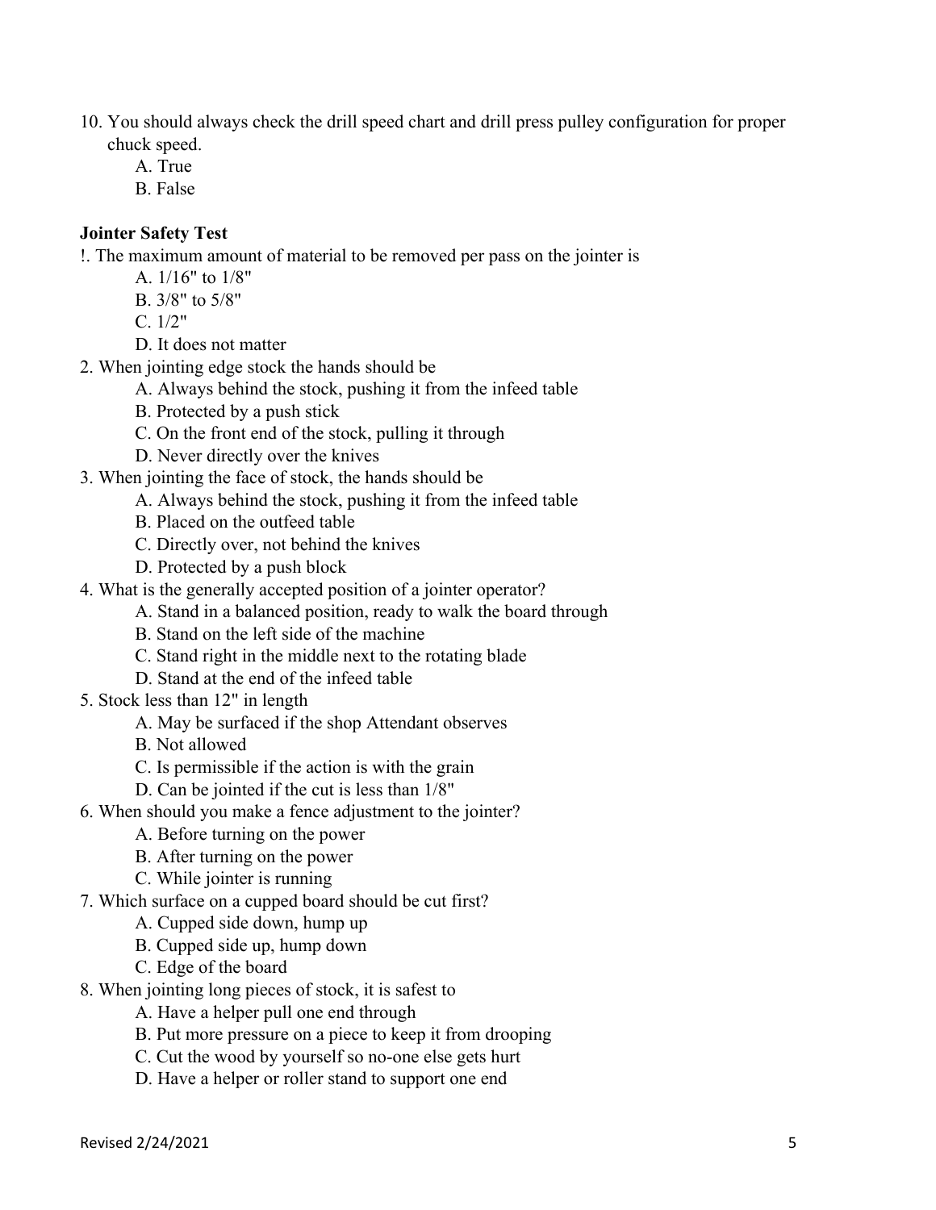10. You should always check the drill speed chart and drill press pulley configuration for proper chuck speed.
    A. True
    B. False

**Jointer Safety Test**

!. The maximum amount of material to be removed per pass on the jointer is
    A. 1/16" to 1/8"
    B. 3/8" to 5/8"
    C. 1/2"
    D. It does not matter

2. When jointing edge stock the hands should be
    A. Always behind the stock, pushing it from the infeed table
    B. Protected by a push stick
    C. On the front end of the stock, pulling it through
    D. Never directly over the knives

3. When jointing the face of stock, the hands should be
    A. Always behind the stock, pushing it from the infeed table
    B. Placed on the outfeed table
    C. Directly over, not behind the knives
    D. Protected by a push block

4. What is the generally accepted position of a jointer operator?
    A. Stand in a balanced position, ready to walk the board through
    B. Stand on the left side of the machine
    C. Stand right in the middle next to the rotating blade
    D. Stand at the end of the infeed table

5. Stock less than 12" in length
    A. May be surfaced if the shop Attendant observes
    B. Not allowed
    C. Is permissible if the action is with the grain
    D. Can be jointed if the cut is less than 1/8"

6. When should you make a fence adjustment to the jointer?
    A. Before turning on the power
    B. After turning on the power
    C. While jointer is running

7. Which surface on a cupped board should be cut first?
    A. Cupped side down, hump up
    B. Cupped side up, hump down
    C. Edge of the board

8. When jointing long pieces of stock, it is safest to
    A. Have a helper pull one end through
    B. Put more pressure on a piece to keep it from drooping
    C. Cut the wood by yourself so no-one else gets hurt
    D. Have a helper or roller stand to support one end

Revised 2/24/2021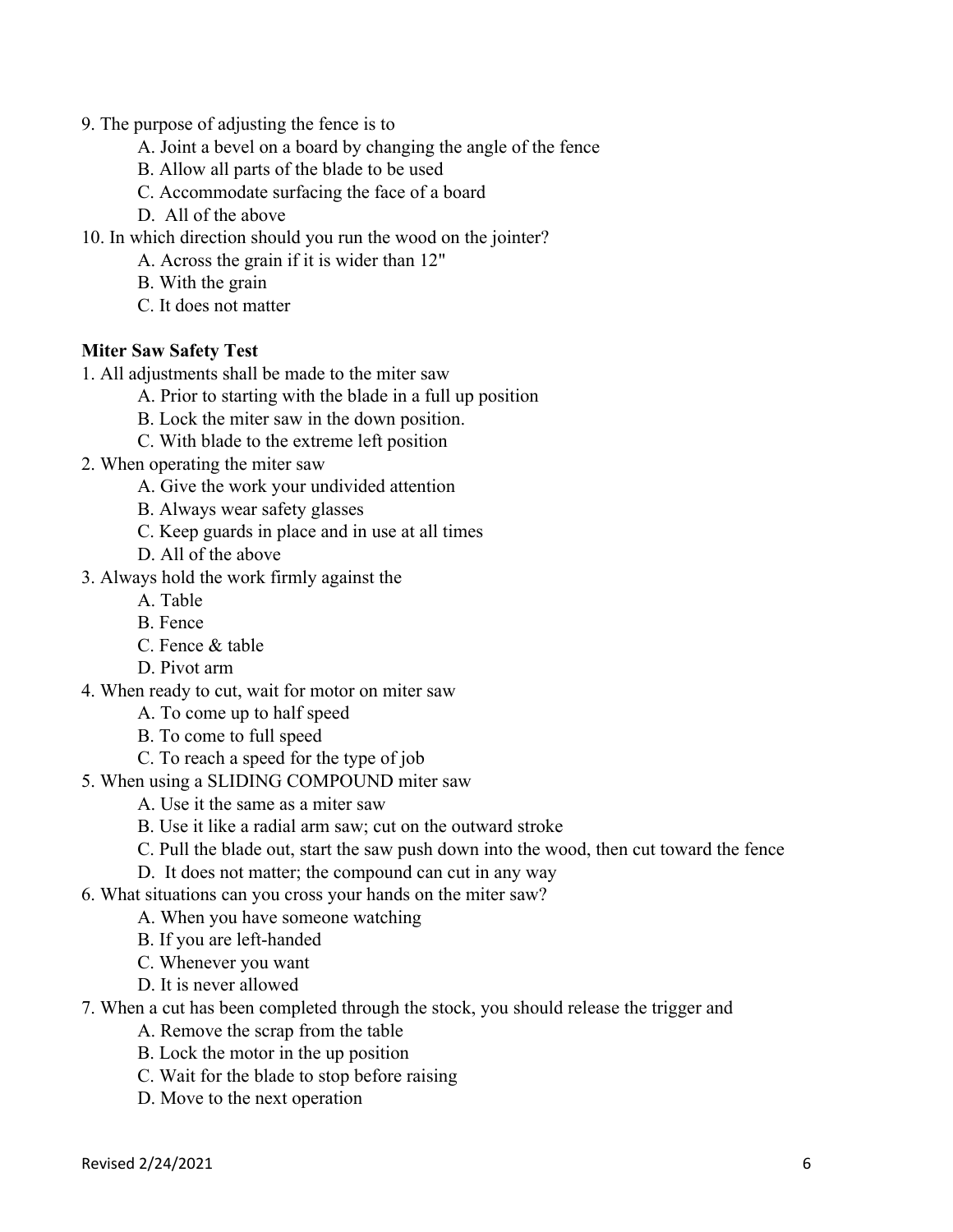9. The purpose of adjusting the fence is to
   A. Joint a bevel on a board by changing the angle of the fence
   B. Allow all parts of the blade to be used
   C. Accommodate surfacing the face of a board
   D. All of the above
10. In which direction should you run the wood on the jointer?
   A. Across the grain if it is wider than 12"
   B. With the grain
   C. It does not matter

**Miter Saw Safety Test**

1. All adjustments shall be made to the miter saw
   A. Prior to starting with the blade in a full up position
   B. Lock the miter saw in the down position.
   C. With blade to the extreme left position
2. When operating the miter saw
   A. Give the work your undivided attention
   B. Always wear safety glasses
   C. Keep guards in place and in use at all times
   D. All of the above
3. Always hold the work firmly against the
   A. Table
   B. Fence
   C. Fence & table
   D. Pivot arm
4. When ready to cut, wait for motor on miter saw
   A. To come up to half speed
   B. To come to full speed
   C. To reach a speed for the type of job
5. When using a SLIDING COMPOUND miter saw
   A. Use it the same as a miter saw
   B. Use it like a radial arm saw; cut on the outward stroke
   C. Pull the blade out, start the saw push down into the wood, then cut toward the fence
   D. It does not matter; the compound can cut in any way
6. What situations can you cross your hands on the miter saw?
   A. When you have someone watching
   B. If you are left-handed
   C. Whenever you want
   D. It is never allowed
7. When a cut has been completed through the stock, you should release the trigger and
   A. Remove the scrap from the table
   B. Lock the motor in the up position
   C. Wait for the blade to stop before raising
   D. Move to the next operation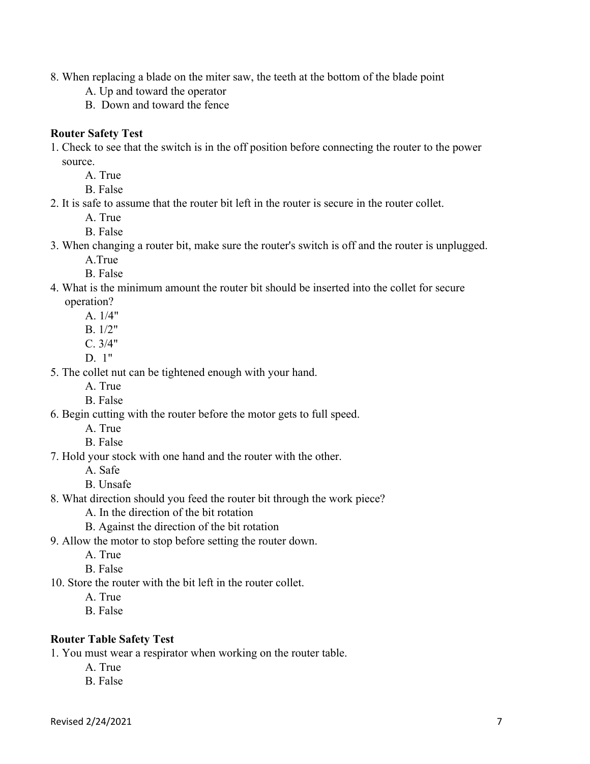8. When replacing a blade on the miter saw, the teeth at the bottom of the blade point
   - A. Up and toward the operator
   - B. Down and toward the fence

**Router Safety Test**

1. Check to see that the switch is in the off position before connecting the router to the power source.
   - A. True
   - B. False
2. It is safe to assume that the router bit left in the router is secure in the router collet.
   - A. True
   - B. False
3. When changing a router bit, make sure the router's switch is off and the router is unplugged.
   - A.True
   - B. False
4. What is the minimum amount the router bit should be inserted into the collet for secure operation?
   - A. 1/4"
   - B. 1/2"
   - C. 3/4"
   - D. 1"
5. The collet nut can be tightened enough with your hand.
   - A. True
   - B. False
6. Begin cutting with the router before the motor gets to full speed.
   - A. True
   - B. False
7. Hold your stock with one hand and the router with the other.
   - A. Safe
   - B. Unsafe
8. What direction should you feed the router bit through the work piece?
   - A. In the direction of the bit rotation
   - B. Against the direction of the bit rotation
9. Allow the motor to stop before setting the router down.
   - A. True
   - B. False
10. Store the router with the bit left in the router collet.
    - A. True
    - B. False

**Router Table Safety Test**

1. You must wear a respirator when working on the router table.
   - A. True
   - B. False

Revised 2/24/2021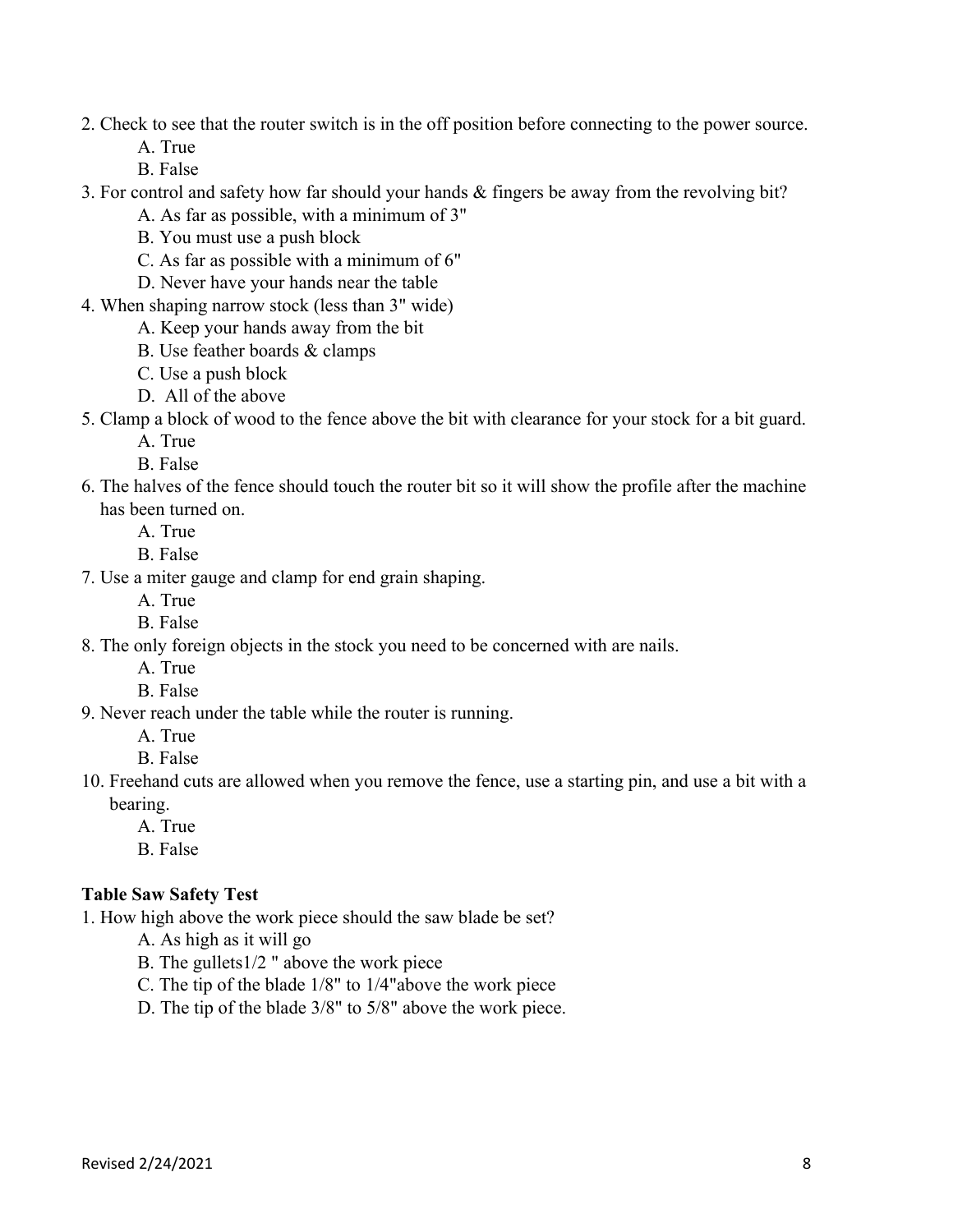2. Check to see that the router switch is in the off position before connecting to the power source.
   A. True
   B. False
3. For control and safety how far should your hands & fingers be away from the revolving bit?
   A. As far as possible, with a minimum of 3"
   B. You must use a push block
   C. As far as possible with a minimum of 6"
   D. Never have your hands near the table
4. When shaping narrow stock (less than 3" wide)
   A. Keep your hands away from the bit
   B. Use feather boards & clamps
   C. Use a push block
   D. All of the above
5. Clamp a block of wood to the fence above the bit with clearance for your stock for a bit guard.
   A. True
   B. False
6. The halves of the fence should touch the router bit so it will show the profile after the machine has been turned on.
   A. True
   B. False
7. Use a miter gauge and clamp for end grain shaping.
   A. True
   B. False
8. The only foreign objects in the stock you need to be concerned with are nails.
   A. True
   B. False
9. Never reach under the table while the router is running.
   A. True
   B. False
10. Freehand cuts are allowed when you remove the fence, use a starting pin, and use a bit with a bearing.
    A. True
    B. False

**Table Saw Safety Test**

1. How high above the work piece should the saw blade be set?
   A. As high as it will go
   B. The gullets1/2 " above the work piece
   C. The tip of the blade 1/8" to 1/4"above the work piece
   D. The tip of the blade 3/8" to 5/8" above the work piece.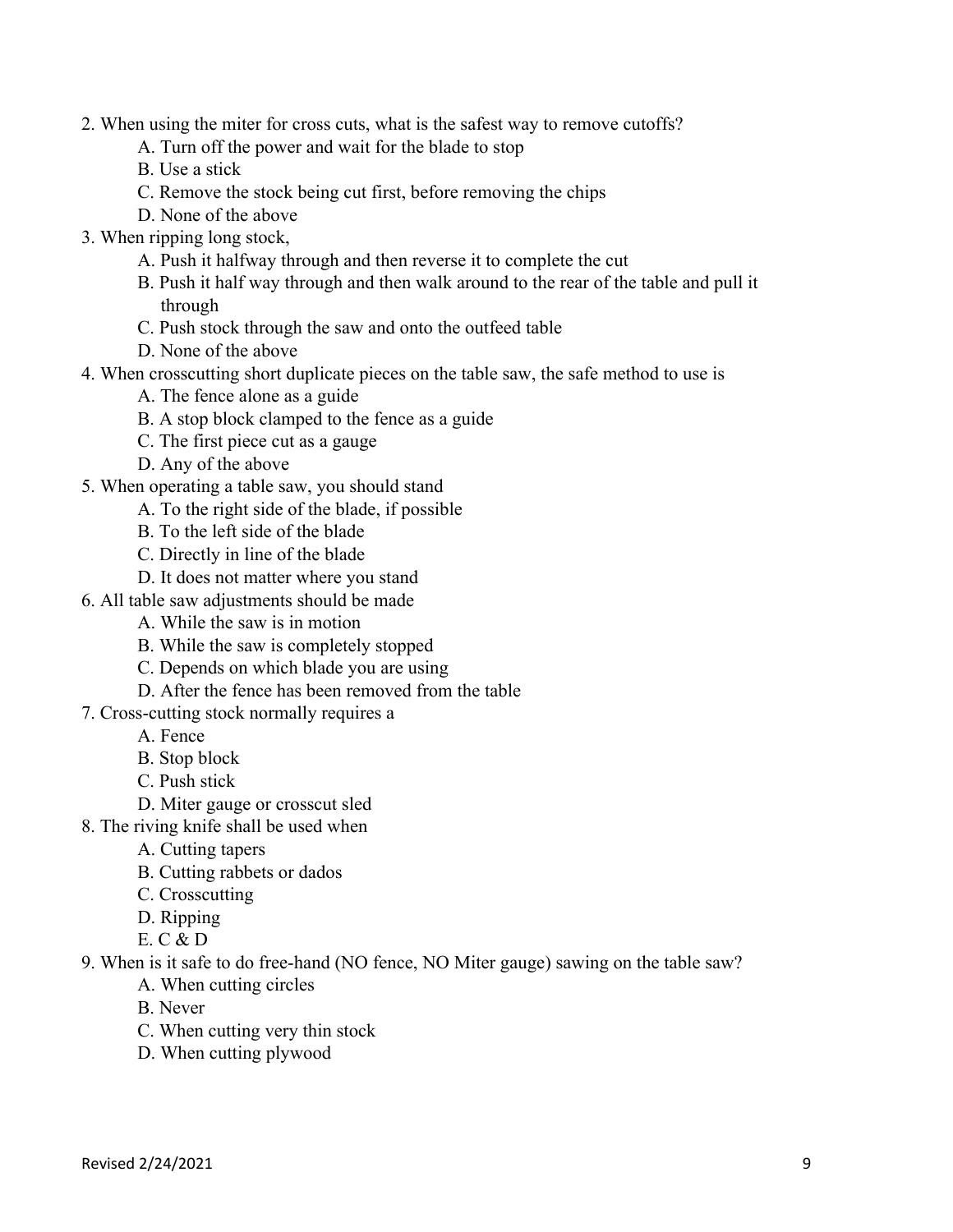2. When using the miter for cross cuts, what is the safest way to remove cutoffs?
   - A. Turn off the power and wait for the blade to stop
   - B. Use a stick
   - C. Remove the stock being cut first, before removing the chips
   - D. None of the above
3. When ripping long stock,
   - A. Push it halfway through and then reverse it to complete the cut
   - B. Push it half way through and then walk around to the rear of the table and pull it through
   - C. Push stock through the saw and onto the outfeed table
   - D. None of the above
4. When crosscutting short duplicate pieces on the table saw, the safe method to use is
   - A. The fence alone as a guide
   - B. A stop block clamped to the fence as a guide
   - C. The first piece cut as a gauge
   - D. Any of the above
5. When operating a table saw, you should stand
   - A. To the right side of the blade, if possible
   - B. To the left side of the blade
   - C. Directly in line of the blade
   - D. It does not matter where you stand
6. All table saw adjustments should be made
   - A. While the saw is in motion
   - B. While the saw is completely stopped
   - C. Depends on which blade you are using
   - D. After the fence has been removed from the table
7. Cross-cutting stock normally requires a
   - A. Fence
   - B. Stop block
   - C. Push stick
   - D. Miter gauge or crosscut sled
8. The riving knife shall be used when
   - A. Cutting tapers
   - B. Cutting rabbets or dados
   - C. Crosscutting
   - D. Ripping
   - E. C & D
9. When is it safe to do free-hand (NO fence, NO Miter gauge) sawing on the table saw?
   - A. When cutting circles
   - B. Never
   - C. When cutting very thin stock
   - D. When cutting plywood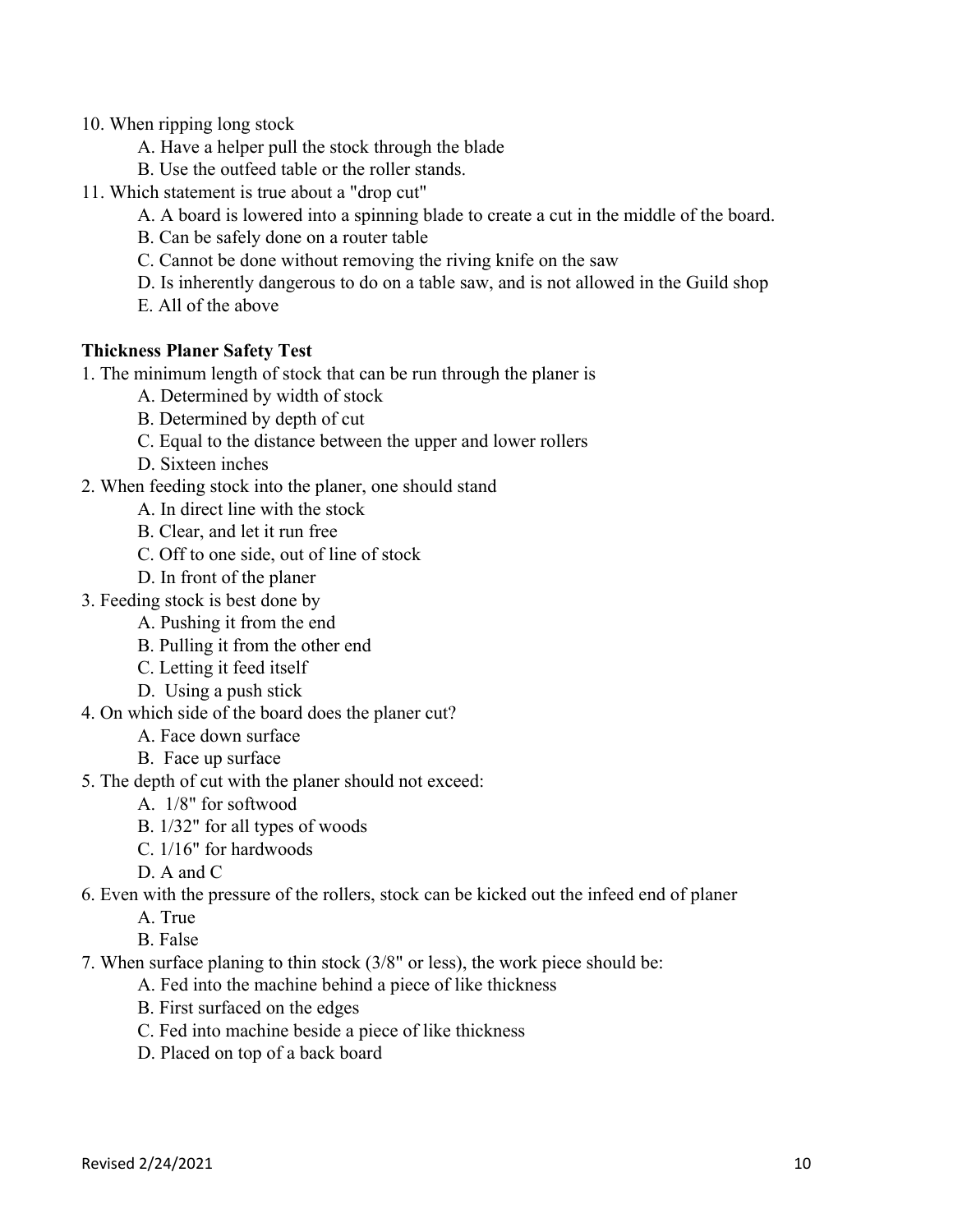10. When ripping long stock
    - A. Have a helper pull the stock through the blade
    - B. Use the outfeed table or the roller stands.
11. Which statement is true about a "drop cut"
    - A. A board is lowered into a spinning blade to create a cut in the middle of the board.
    - B. Can be safely done on a router table
    - C. Cannot be done without removing the riving knife on the saw
    - D. Is inherently dangerous to do on a table saw, and is not allowed in the Guild shop
    - E. All of the above

**Thickness Planer Safety Test**

1. The minimum length of stock that can be run through the planer is
    - A. Determined by width of stock
    - B. Determined by depth of cut
    - C. Equal to the distance between the upper and lower rollers
    - D. Sixteen inches
2. When feeding stock into the planer, one should stand
    - A. In direct line with the stock
    - B. Clear, and let it run free
    - C. Off to one side, out of line of stock
    - D. In front of the planer
3. Feeding stock is best done by
    - A. Pushing it from the end
    - B. Pulling it from the other end
    - C. Letting it feed itself
    - D. Using a push stick
4. On which side of the board does the planer cut?
    - A. Face down surface
    - B. Face up surface
5. The depth of cut with the planer should not exceed:
    - A. 1/8" for softwood
    - B. 1/32" for all types of woods
    - C. 1/16" for hardwoods
    - D. A and C
6. Even with the pressure of the rollers, stock can be kicked out the infeed end of planer
    - A. True
    - B. False
7. When surface planing to thin stock (3/8" or less), the work piece should be:
    - A. Fed into the machine behind a piece of like thickness
    - B. First surfaced on the edges
    - C. Fed into machine beside a piece of like thickness
    - D. Placed on top of a back board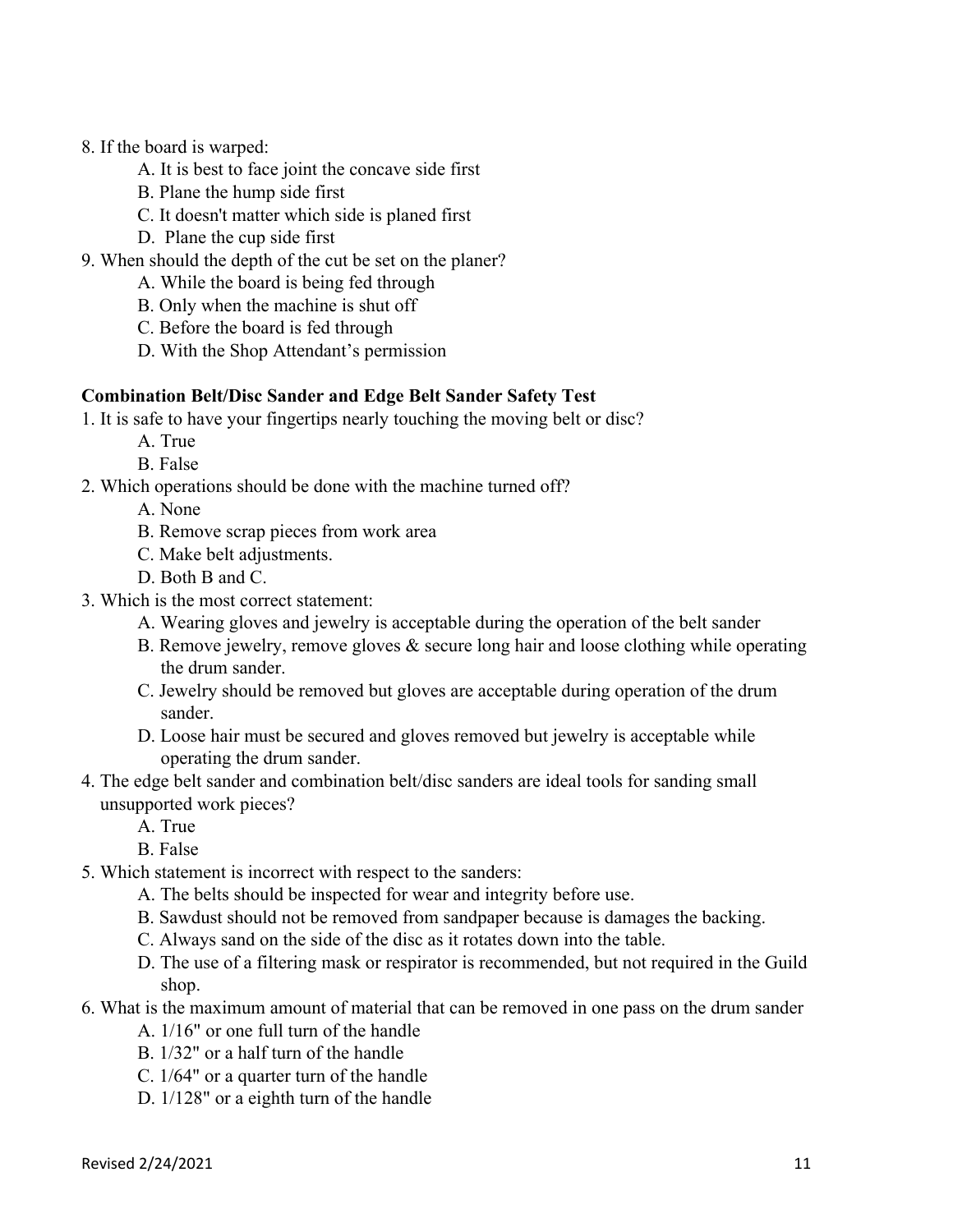8. If the board is warped:
   A. It is best to face joint the concave side first
   B. Plane the hump side first
   C. It doesn't matter which side is planed first
   D. Plane the cup side first
9. When should the depth of the cut be set on the planer?
   A. While the board is being fed through
   B. Only when the machine is shut off
   C. Before the board is fed through
   D. With the Shop Attendant's permission

**Combination Belt/Disc Sander and Edge Belt Sander Safety Test**

1. It is safe to have your fingertips nearly touching the moving belt or disc?
   A. True
   B. False
2. Which operations should be done with the machine turned off?
   A. None
   B. Remove scrap pieces from work area
   C. Make belt adjustments.
   D. Both B and C.
3. Which is the most correct statement:
   A. Wearing gloves and jewelry is acceptable during the operation of the belt sander
   B. Remove jewelry, remove gloves & secure long hair and loose clothing while operating the drum sander.
   C. Jewelry should be removed but gloves are acceptable during operation of the drum sander.
   D. Loose hair must be secured and gloves removed but jewelry is acceptable while operating the drum sander.
4. The edge belt sander and combination belt/disc sanders are ideal tools for sanding small unsupported work pieces?
   A. True
   B. False
5. Which statement is incorrect with respect to the sanders:
   A. The belts should be inspected for wear and integrity before use.
   B. Sawdust should not be removed from sandpaper because is damages the backing.
   C. Always sand on the side of the disc as it rotates down into the table.
   D. The use of a filtering mask or respirator is recommended, but not required in the Guild shop.
6. What is the maximum amount of material that can be removed in one pass on the drum sander
   A. 1/16" or one full turn of the handle
   B. 1/32" or a half turn of the handle
   C. 1/64" or a quarter turn of the handle
   D. 1/128" or a eighth turn of the handle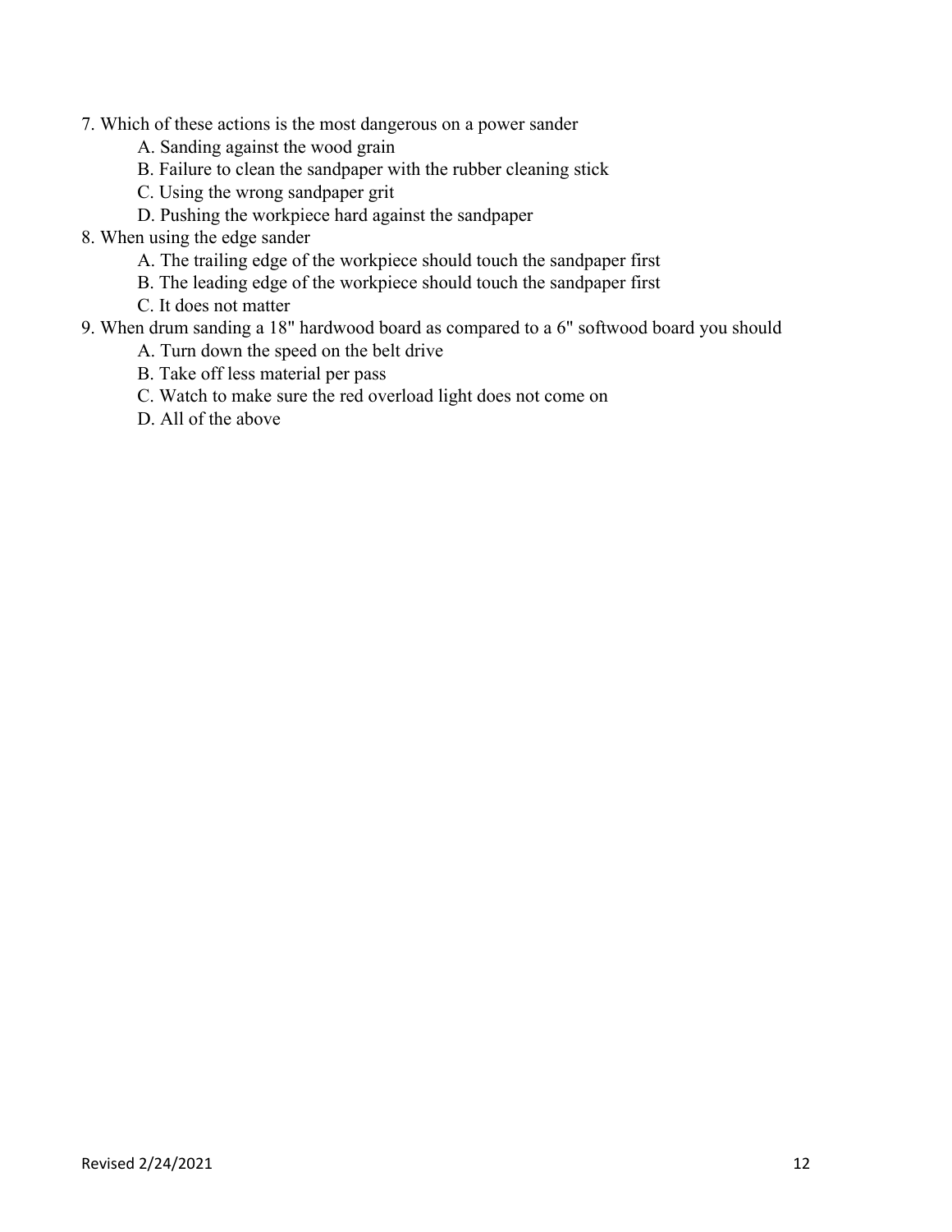7. Which of these actions is the most dangerous on a power sander
    A. Sanding against the wood grain
    B. Failure to clean the sandpaper with the rubber cleaning stick
    C. Using the wrong sandpaper grit
    D. Pushing the workpiece hard against the sandpaper
8. When using the edge sander
    A. The trailing edge of the workpiece should touch the sandpaper first
    B. The leading edge of the workpiece should touch the sandpaper first
    C. It does not matter
9. When drum sanding a 18" hardwood board as compared to a 6" softwood board you should
    A. Turn down the speed on the belt drive
    B. Take off less material per pass
    C. Watch to make sure the red overload light does not come on
    D. All of the above